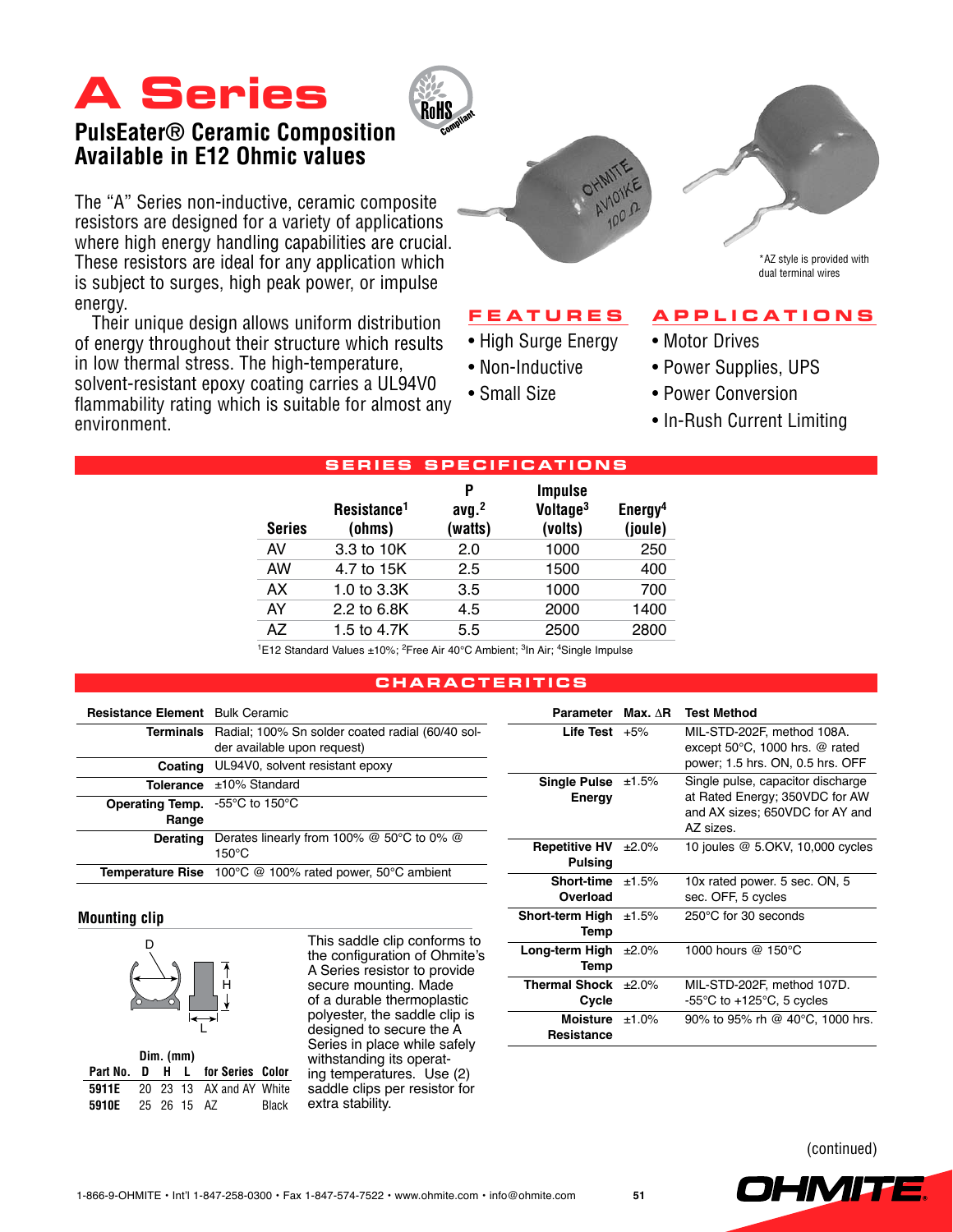# A Series

## PulsEater® Ceramic Composition Available in E12 Ohmic values

The “A” Series non-inductive, ceramic composite resistors are designed for a variety of applications where high energy handling capabilities are crucial. These resistors are ideal for any application which is subject to surges, high peak power, or impulse energy.

Their unique design allows uniform distribution of energy throughout their structure which results in low thermal stress. The high-temperature, solvent-resistant epoxy coating carries a UL94V0 flammability rating which is suitable for almost any environment.

*AZ style is provided with dual terminal wires

### FEATURES

- High Surge Energy
- Non-Inductive
- Small Size

### APPLICATIONS

- Motor Drives
- Power Supplies, UPS
- Power Conversion
- In-Rush Current Limiting

## SERIES SPECIFICATIONS

| Series | Resistance[1] (ohms) | P avg.[2] (watts) | Impulse Voltage[3] (volts) | Energy[4] (joule) |
|---|---|---|---|---|
| AV | 3.3 to 10K | 2.0 | 1000 | 250 |
| AW | 4.7 to 15K | 2.5 | 1500 | 400 |
| AX | 1.0 to 3.3K | 3.5 | 1000 | 700 |
| AY | 2.2 to 6.8K | 4.5 | 2000 | 1400 |
| AZ | 1.5 to 4.7K | 5.5 | 2500 | 2800 |

[1]E12 Standard Values ±10%; [2]Free Air 40°C Ambient; [3]In Air; [4]Single Impulse

## CHARACTERITICS

| | |
|---|---|
| **Resistance Element** | Bulk Ceramic |
| **Terminals** | Radial; 100% Sn solder coated radial (60/40 solder available upon request) |
| **Coating** | UL94V0, solvent resistant epoxy |
| **Tolerance** | ±10% Standard |
| **Operating Temp. Range** | -55°C to 150°C |
| **Derating** | Derates linearly from 100% @ 50°C to 0% @ 150°C |
| **Temperature Rise** | 100°C @ 100% rated power, 50°C ambient |

| Parameter | Max. ΔR | Test Method |
|---|---|---|
| **Life Test** | +5% | MIL-STD-202F, method 108A. except 50°C, 1000 hrs. @ rated power; 1.5 hrs. ON, 0.5 hrs. OFF |
| **Single Pulse Energy** | ±1.5% | Single pulse, capacitor discharge at Rated Energy; 350VDC for AW and AX sizes; 650VDC for AY and AZ sizes. |
| **Repetitive HV Pulsing** | ±2.0% | 10 joules @ 5.OKV, 10,000 cycles |
| **Short-time Overload** | ±1.5% | 10x rated power. 5 sec. ON, 5 sec. OFF, 5 cycles |
| **Short-term High Temp** | ±1.5% | 250°C for 30 seconds |
| **Long-term High Temp** | ±2.0% | 1000 hours @ 150°C |
| **Thermal Shock Cycle** | ±2.0% | MIL-STD-202F, method 107D. -55°C to +125°C, 5 cycles |
| **Moisture Resistance** | ±1.0% | 90% to 95% rh @ 40°C, 1000 hrs. |

### Mounting clip

| Part No. | D | H | L | for Series | Color |
|---|---|---|---|---|---|
| | Dim. (mm) | | | | |
| **5911E** | 20 | 23 | 13 | AX and AY | White |
| **5910E** | 25 | 26 | 15 | AZ | Black |

This saddle clip conforms to the configuration of Ohmite's A Series resistor to provide secure mounting. Made of a durable thermoplastic polyester, the saddle clip is designed to secure the A Series in place while safely withstanding its operating temperatures. Use (2) saddle clips per resistor for extra stability.

(continued)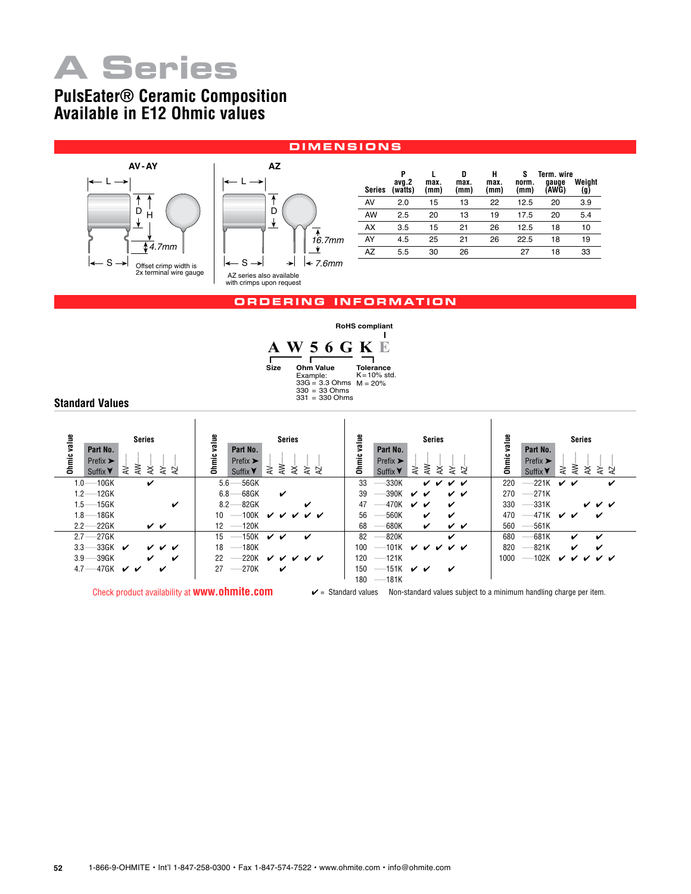# A Series

## PulsEater® Ceramic Composition
## Available in E12 Ohmic values

## DIMENSIONS

**AV - AY**

Offset crimp width is 2x terminal wire gauge

**AZ**

AZ series also available with crimps upon request

| Series | P avg.2 (watts) | L max. (mm) | D max. (mm) | H max. (mm) | S norm. (mm) | Term. wire gauge (AWG) | Weight (g) |
|---|---|---|---|---|---|---|---|
| AV | 2.0 | 15 | 13 | 22 | 12.5 | 20 | 3.9 |
| AW | 2.5 | 20 | 13 | 19 | 17.5 | 20 | 5.4 |
| AX | 3.5 | 15 | 21 | 26 | 12.5 | 18 | 10 |
| AY | 4.5 | 25 | 21 | 26 | 22.5 | 18 | 19 |
| AZ | 5.5 | 30 | 26 | | 27 | 18 | 33 |

## ORDERING INFORMATION

**A W 5 6 G K E**

- **Size**: A W
- **Ohm Value**: 5 6 G
  - Example:
  - 33G = 3.3 Ohms
  - 330 = 33 Ohms
  - 331 = 330 Ohms
- **Tolerance**: K
  - K = 10% std.
  - M = 20%
- **RoHS compliant**: E

## Standard Values

| Ohmic value | Part No. Suffix | AV | AW | AX | AY | AZ |
|---|---|---|---|---|---|---|
| 1.0 | 10GK | | | ✔ | | |
| 1.2 | 12GK | | | | | |
| 1.5 | 15GK | | | | | ✔ |
| 1.8 | 18GK | | | | | |
| 2.2 | 22GK | | | ✔ | ✔ | |
| 2.7 | 27GK | | | | | |
| 3.3 | 33GK | ✔ | | ✔ | ✔ | ✔ |
| 3.9 | 39GK | | | ✔ | | ✔ |
| 4.7 | 47GK | ✔ | ✔ | | ✔ | |
| 5.6 | 56GK | | | | | |
| 6.8 | 68GK | | ✔ | | | |
| 8.2 | 82GK | | | | ✔ | |
| 10 | 100K | ✔ | ✔ | ✔ | ✔ | ✔ |
| 12 | 120K | | | | | |
| 15 | 150K | ✔ | ✔ | | ✔ | |
| 18 | 180K | | | | | |
| 22 | 220K | ✔ | ✔ | ✔ | ✔ | ✔ |
| 27 | 270K | | ✔ | | | |
| 33 | 330K | | ✔ | ✔ | ✔ | ✔ |
| 39 | 390K | ✔ | ✔ | | ✔ | ✔ |
| 47 | 470K | ✔ | ✔ | | ✔ | |
| 56 | 560K | | ✔ | | ✔ | |
| 68 | 680K | | ✔ | | ✔ | ✔ |
| 82 | 820K | | | | ✔ | |
| 100 | 101K | ✔ | ✔ | ✔ | ✔ | ✔ |
| 120 | 121K | | | | | |
| 150 | 151K | ✔ | ✔ | | ✔ | |
| 180 | 181K | | | | | |
| 220 | 221K | ✔ | ✔ | | | ✔ |
| 270 | 271K | | | | | |
| 330 | 331K | | | ✔ | ✔ | ✔ |
| 470 | 471K | ✔ | ✔ | | ✔ | |
| 560 | 561K | | | | | |
| 680 | 681K | | ✔ | | ✔ | |
| 820 | 821K | | ✔ | | ✔ | |
| 1000 | 102K | ✔ | ✔ | ✔ | ✔ | ✔ |

Check product availability at **www.ohmite.com**

✔ = Standard values  Non-standard values subject to a minimum handling charge per item.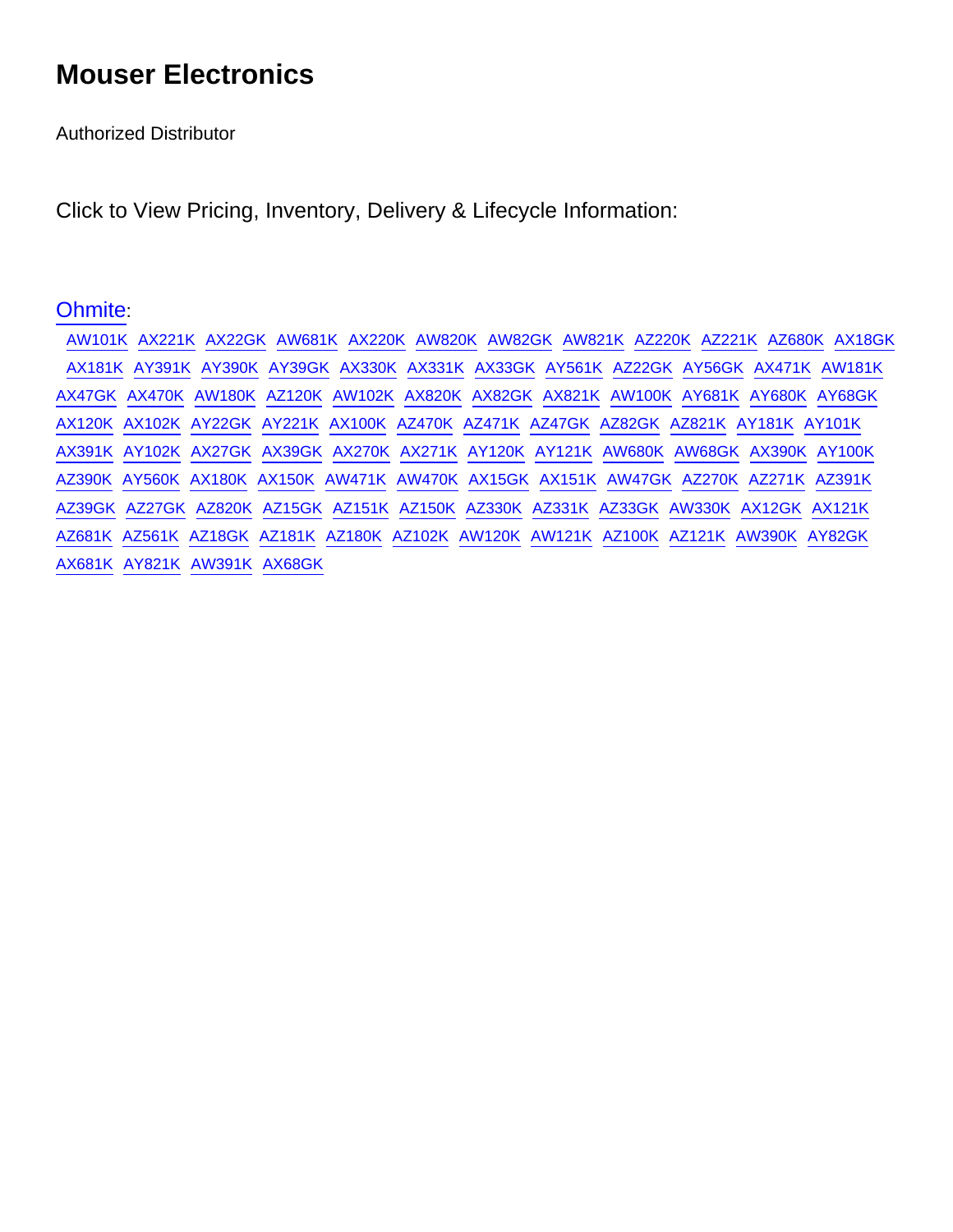# Mouser Electronics

Authorized Distributor

Click to View Pricing, Inventory, Delivery & Lifecycle Information:

Ohmite:

AW101K AX221K AX22GK AW681K AX220K AW820K AW82GK AW821K AZ220K AZ221K AZ680K AX18GK AX181K AY391K AY390K AY39GK AX330K AX331K AX33GK AY561K AZ22GK AY56GK AX471K AW181K AX47GK AX470K AW180K AZ120K AW102K AX820K AX82GK AX821K AW100K AY681K AY680K AY68GK AX120K AX102K AY22GK AY221K AX100K AZ470K AZ471K AZ47GK AZ82GK AZ821K AY181K AY101K AX391K AY102K AX27GK AX39GK AX270K AX271K AY120K AY121K AW680K AW68GK AX390K AY100K AZ390K AY560K AX180K AX150K AW471K AW470K AX15GK AX151K AW47GK AZ270K AZ271K AZ391K AZ39GK AZ27GK AZ820K AZ15GK AZ151K AZ150K AZ330K AZ331K AZ33GK AW330K AX12GK AX121K AZ681K AZ561K AZ18GK AZ181K AZ180K AZ102K AW120K AW121K AZ100K AZ121K AW390K AY82GK AX681K AY821K AW391K AX68GK